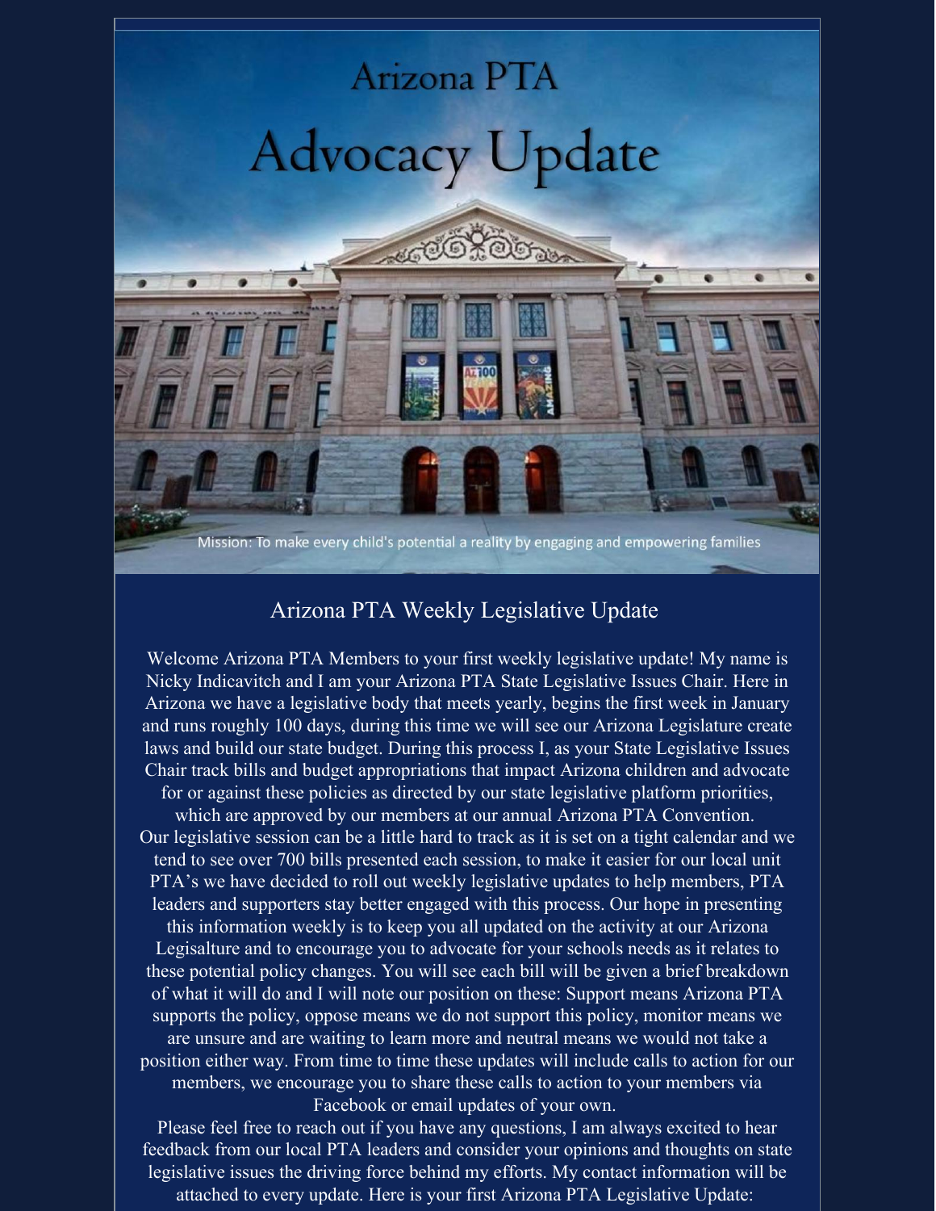# Arizona PTA

# Advocacy Update

Mission: To make every child's potential a reality by engaging and empowering families

## Arizona PTA Weekly Legislative Update

Welcome Arizona PTA Members to your first weekly legislative update! My name is Nicky Indicavitch and I am your Arizona PTA State Legislative Issues Chair. Here in Arizona we have a legislative body that meets yearly, begins the first week in January and runs roughly 100 days, during this time we will see our Arizona Legislature create laws and build our state budget. During this process I, as your State Legislative Issues Chair track bills and budget appropriations that impact Arizona children and advocate for or against these policies as directed by our state legislative platform priorities, which are approved by our members at our annual Arizona PTA Convention.

Our legislative session can be a little hard to track as it is set on a tight calendar and we tend to see over 700 bills presented each session, to make it easier for our local unit PTA's we have decided to roll out weekly legislative updates to help members, PTA leaders and supporters stay better engaged with this process. Our hope in presenting this information weekly is to keep you all updated on the activity at our Arizona Legisalture and to encourage you to advocate for your schools needs as it relates to these potential policy changes. You will see each bill will be given a brief breakdown of what it will do and I will note our position on these: Support means Arizona PTA supports the policy, oppose means we do not support this policy, monitor means we are unsure and are waiting to learn more and neutral means we would not take a position either way. From time to time these updates will include calls to action for our members, we encourage you to share these calls to action to your members via Facebook or email updates of your own.

Please feel free to reach out if you have any questions, I am always excited to hear feedback from our local PTA leaders and consider your opinions and thoughts on state legislative issues the driving force behind my efforts. My contact information will be attached to every update. Here is your first Arizona PTA Legislative Update: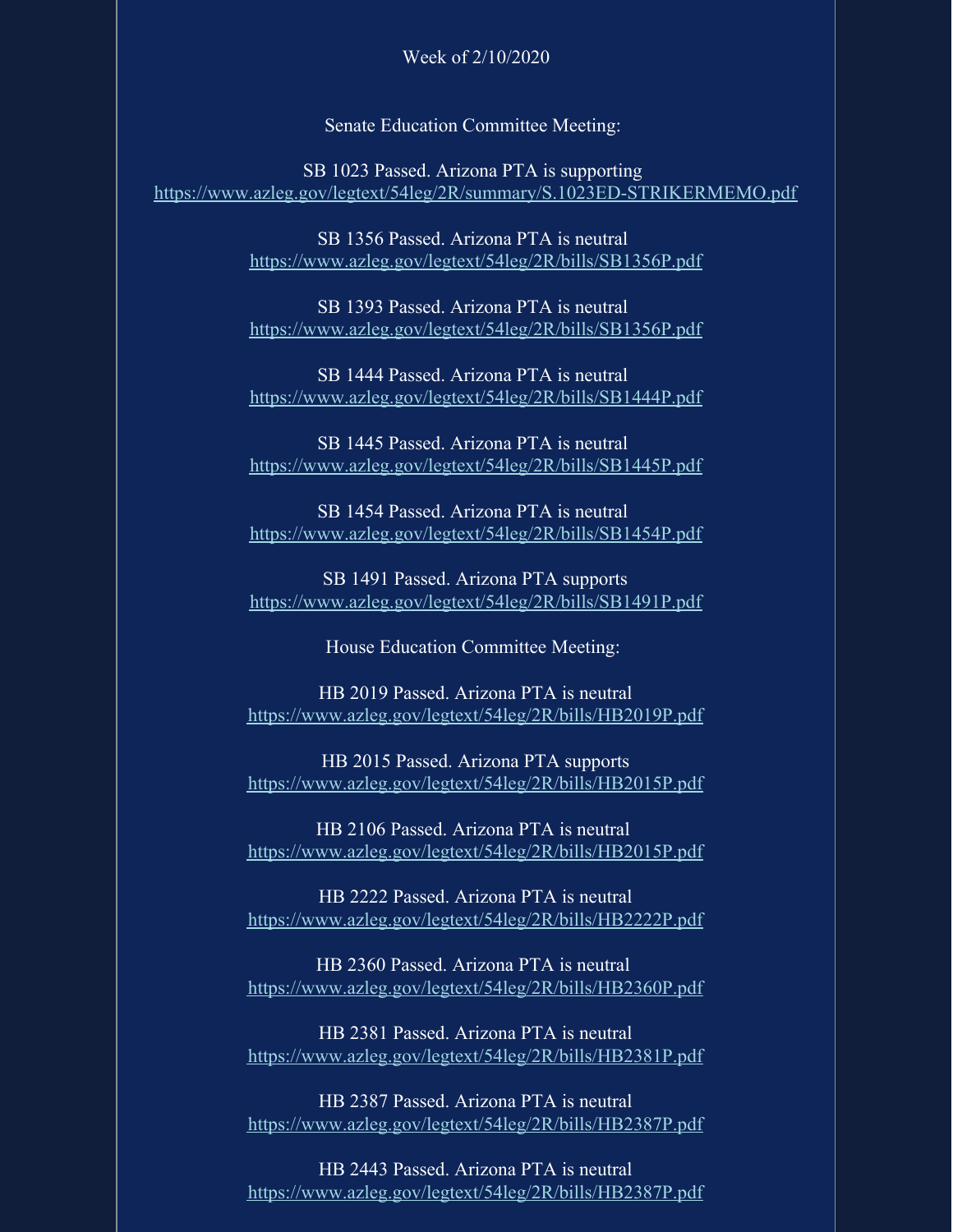Week of 2/10/2020

Senate Education Committee Meeting:

SB 1023 Passed. Arizona PTA is supporting
https://www.azleg.gov/legtext/54leg/2R/summary/S.1023ED-STRIKERMEMO.pdf

SB 1356 Passed. Arizona PTA is neutral
https://www.azleg.gov/legtext/54leg/2R/bills/SB1356P.pdf

SB 1393 Passed. Arizona PTA is neutral
https://www.azleg.gov/legtext/54leg/2R/bills/SB1356P.pdf

SB 1444 Passed. Arizona PTA is neutral
https://www.azleg.gov/legtext/54leg/2R/bills/SB1444P.pdf

SB 1445 Passed. Arizona PTA is neutral
https://www.azleg.gov/legtext/54leg/2R/bills/SB1445P.pdf

SB 1454 Passed. Arizona PTA is neutral
https://www.azleg.gov/legtext/54leg/2R/bills/SB1454P.pdf

SB 1491 Passed. Arizona PTA supports
https://www.azleg.gov/legtext/54leg/2R/bills/SB1491P.pdf

House Education Committee Meeting:

HB 2019 Passed. Arizona PTA is neutral
https://www.azleg.gov/legtext/54leg/2R/bills/HB2019P.pdf

HB 2015 Passed. Arizona PTA supports
https://www.azleg.gov/legtext/54leg/2R/bills/HB2015P.pdf

HB 2106 Passed. Arizona PTA is neutral
https://www.azleg.gov/legtext/54leg/2R/bills/HB2015P.pdf

HB 2222 Passed. Arizona PTA is neutral
https://www.azleg.gov/legtext/54leg/2R/bills/HB2222P.pdf

HB 2360 Passed. Arizona PTA is neutral
https://www.azleg.gov/legtext/54leg/2R/bills/HB2360P.pdf

HB 2381 Passed. Arizona PTA is neutral
https://www.azleg.gov/legtext/54leg/2R/bills/HB2381P.pdf

HB 2387 Passed. Arizona PTA is neutral
https://www.azleg.gov/legtext/54leg/2R/bills/HB2387P.pdf

HB 2443 Passed. Arizona PTA is neutral
https://www.azleg.gov/legtext/54leg/2R/bills/HB2387P.pdf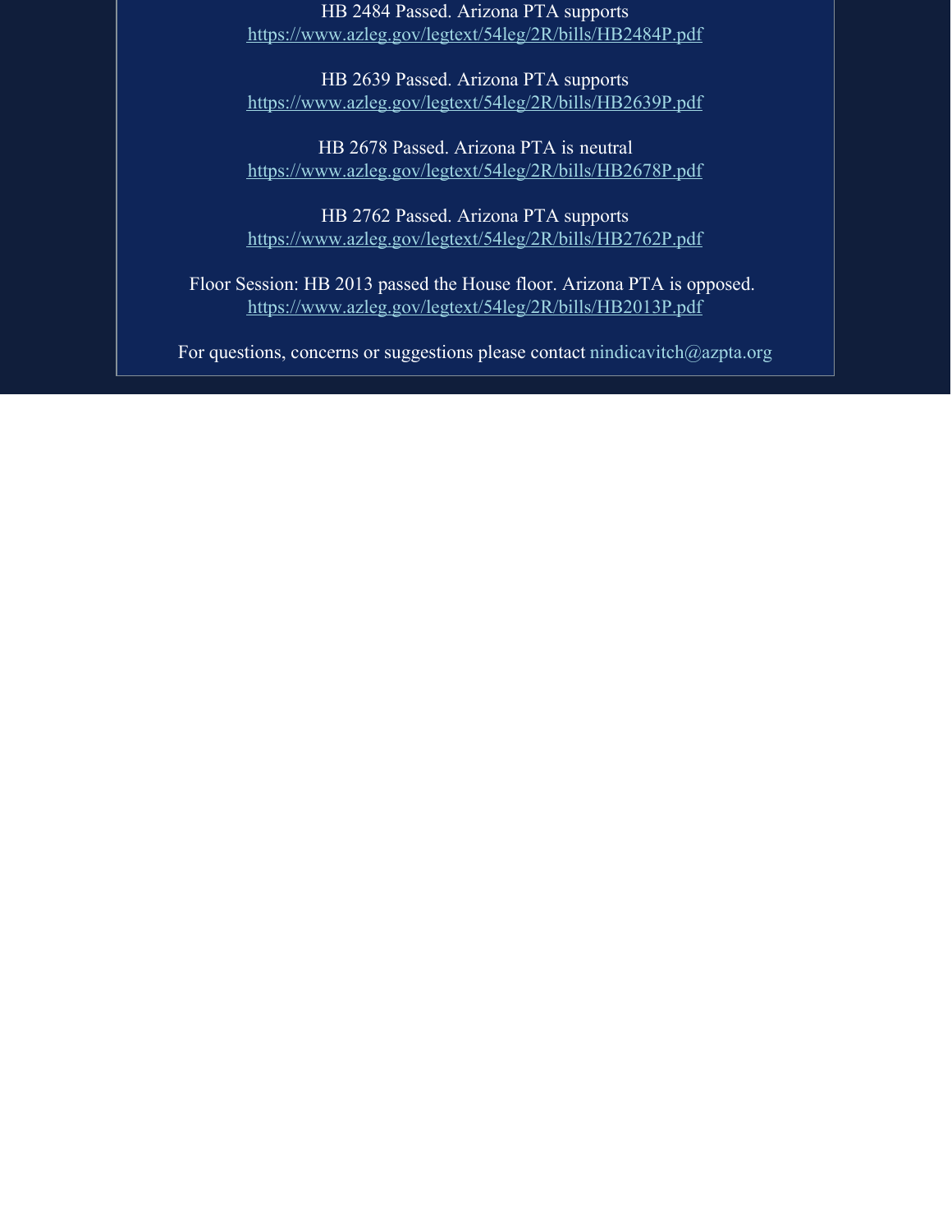HB 2484 Passed. Arizona PTA supports
https://www.azleg.gov/legtext/54leg/2R/bills/HB2484P.pdf

HB 2639 Passed. Arizona PTA supports
https://www.azleg.gov/legtext/54leg/2R/bills/HB2639P.pdf

HB 2678 Passed. Arizona PTA is neutral
https://www.azleg.gov/legtext/54leg/2R/bills/HB2678P.pdf

HB 2762 Passed. Arizona PTA supports
https://www.azleg.gov/legtext/54leg/2R/bills/HB2762P.pdf

Floor Session: HB 2013 passed the House floor. Arizona PTA is opposed.
https://www.azleg.gov/legtext/54leg/2R/bills/HB2013P.pdf

For questions, concerns or suggestions please contact nindicavitch@azpta.org